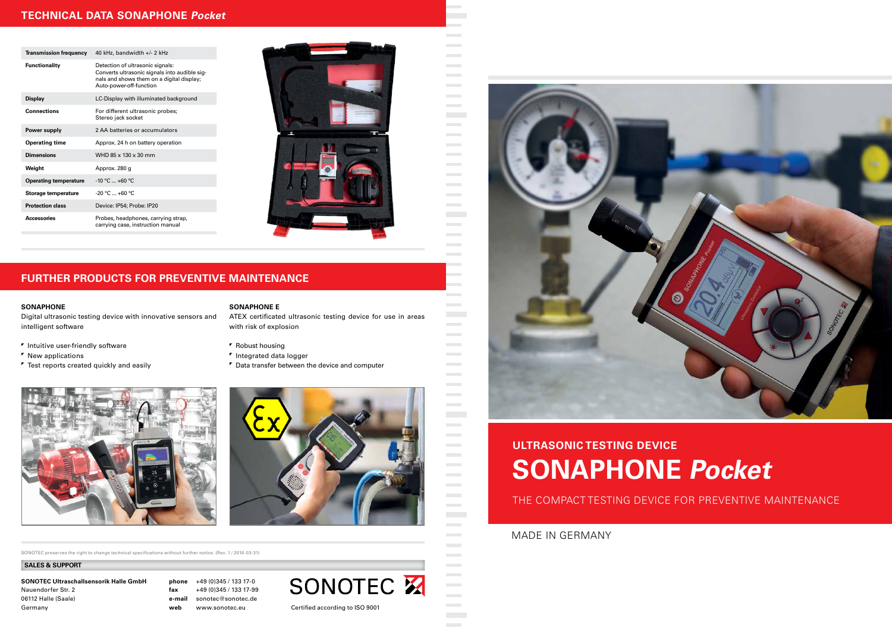## TECHNICAL DATA SONAPHONE *Pocket*

| | |
|---|---|
| **Transmission frequency** | 40 kHz, bandwidth +/- 2 kHz |
| **Functionality** | Detection of ultrasonic signals: Converts ultrasonic signals into audible signals and shows them on a digital display; Auto-power-off-function |
| **Display** | LC-Display with illuminated background |
| **Connections** | For different ultrasonic probes; Stereo jack socket |
| **Power supply** | 2 AA batteries or accumulators |
| **Operating time** | Approx. 24 h on battery operation |
| **Dimensions** | WHD 85 x 130 x 30 mm |
| **Weight** | Approx. 280 g |
| **Operating temperature** | -10 °C ... +60 °C |
| **Storage temperature** | -20 °C ... +60 °C |
| **Protection class** | Device: IP54; Probe: IP20 |
| **Accessories** | Probes, headphones, carrying strap, carrying case, instruction manual |

## FURTHER PRODUCTS FOR PREVENTIVE MAINTENANCE

### SONAPHONE

Digital ultrasonic testing device with innovative sensors and intelligent software

- Intuitive user-friendly software
- New applications
- Test reports created quickly and easily

### SONAPHONE E

ATEX certificated ultrasonic testing device for use in areas with risk of explosion

- Robust housing
- Integrated data logger
- Data transfer between the device and computer

SONOTEC preserves the right to change technical specifications without further notice. (Rev. 1 / 2016-03-31)

**SALES & SUPPORT**

**SONOTEC Ultraschallsensorik Halle GmbH**
Nauendorfer Str. 2
06112 Halle (Saale)
Germany

**phone** +49 (0)345 / 133 17-0
**fax** +49 (0)345 / 133 17-99
**e-mail** sonotec@sonotec.de
**web** www.sonotec.eu

SONOTEC

Certified according to ISO 9001

## ULTRASONIC TESTING DEVICE

# SONAPHONE *Pocket*

THE COMPACT TESTING DEVICE FOR PREVENTIVE MAINTENANCE

MADE IN GERMANY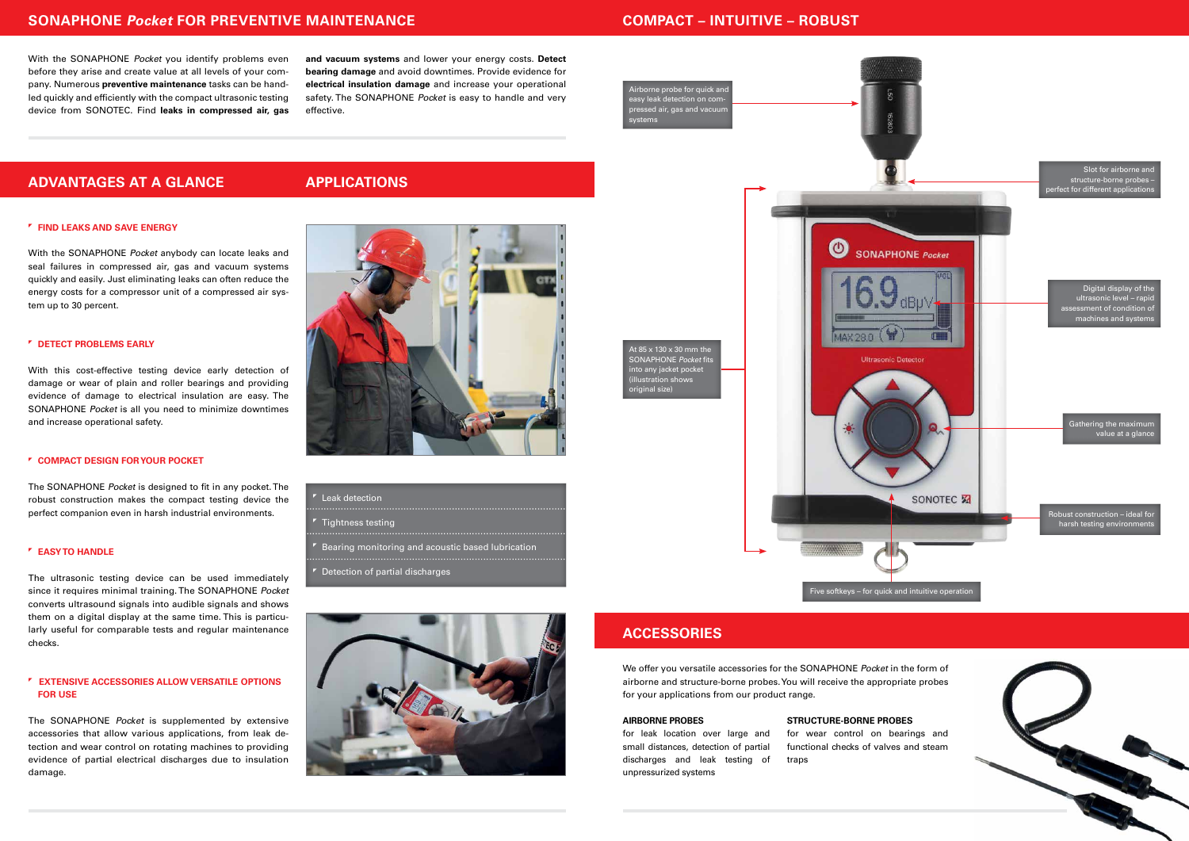## SONAPHONE *Pocket* FOR PREVENTIVE MAINTENANCE

With the SONAPHONE *Pocket* you identify problems even before they arise and create value at all levels of your company. Numerous **preventive maintenance** tasks can be handled quickly and efficiently with the compact ultrasonic testing device from SONOTEC. Find **leaks in compressed air, gas and vacuum systems** and lower your energy costs. **Detect bearing damage** and avoid downtimes. Provide evidence for **electrical insulation damage** and increase your operational safety. The SONAPHONE *Pocket* is easy to handle and very effective.

## ADVANTAGES AT A GLANCE

### FIND LEAKS AND SAVE ENERGY

With the SONAPHONE *Pocket* anybody can locate leaks and seal failures in compressed air, gas and vacuum systems quickly and easily. Just eliminating leaks can often reduce the energy costs for a compressor unit of a compressed air system up to 30 percent.

### DETECT PROBLEMS EARLY

With this cost-effective testing device early detection of damage or wear of plain and roller bearings and providing evidence of damage to electrical insulation are easy. The SONAPHONE *Pocket* is all you need to minimize downtimes and increase operational safety.

### COMPACT DESIGN FOR YOUR POCKET

The SONAPHONE *Pocket* is designed to fit in any pocket. The robust construction makes the compact testing device the perfect companion even in harsh industrial environments.

### EASY TO HANDLE

The ultrasonic testing device can be used immediately since it requires minimal training. The SONAPHONE *Pocket* converts ultrasound signals into audible signals and shows them on a digital display at the same time. This is particularly useful for comparable tests and regular maintenance checks.

### EXTENSIVE ACCESSORIES ALLOW VERSATILE OPTIONS FOR USE

The SONAPHONE *Pocket* is supplemented by extensive accessories that allow various applications, from leak detection and wear control on rotating machines to providing evidence of partial electrical discharges due to insulation damage.

## APPLICATIONS

- Leak detection
- Tightness testing
- Bearing monitoring and acoustic based lubrication
- Detection of partial discharges

## COMPACT – INTUITIVE – ROBUST

- Airborne probe for quick and easy leak detection on compressed air, gas and vacuum systems
- Slot for airborne and structure-borne probes – perfect for different applications
- Digital display of the ultrasonic level – rapid assessment of condition of machines and systems
- At 85 x 130 x 30 mm the SONAPHONE *Pocket* fits into any jacket pocket (illustration shows original size)
- Gathering the maximum value at a glance
- Robust construction – ideal for harsh testing environments
- Five softkeys – for quick and intuitive operation

## ACCESSORIES

We offer you versatile accessories for the SONAPHONE *Pocket* in the form of airborne and structure-borne probes. You will receive the appropriate probes for your applications from our product range.

**AIRBORNE PROBES**

for leak location over large and small distances, detection of partial discharges and leak testing of unpressurized systems

**STRUCTURE-BORNE PROBES**

for wear control on bearings and functional checks of valves and steam traps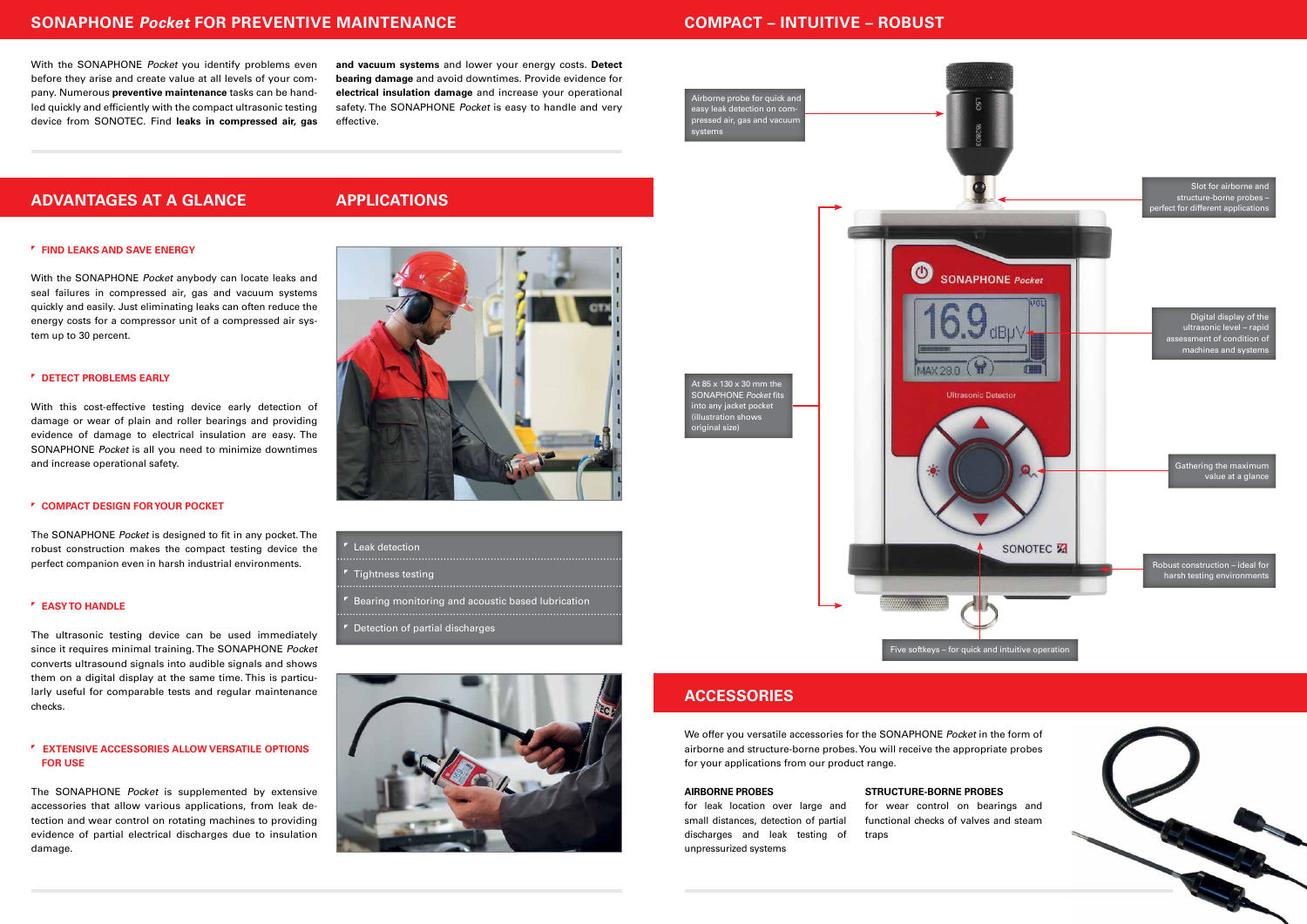## SONAPHONE *Pocket* FOR PREVENTIVE MAINTENANCE

With the SONAPHONE *Pocket* you identify problems even before they arise and create value at all levels of your company. Numerous **preventive maintenance** tasks can be handled quickly and efficiently with the compact ultrasonic testing device from SONOTEC. Find **leaks in compressed air, gas and vacuum systems** and lower your energy costs. **Detect bearing damage** and avoid downtimes. Provide evidence for **electrical insulation damage** and increase your operational safety. The SONAPHONE *Pocket* is easy to handle and very effective.

## ADVANTAGES AT A GLANCE

### FIND LEAKS AND SAVE ENERGY

With the SONAPHONE *Pocket* anybody can locate leaks and seal failures in compressed air, gas and vacuum systems quickly and easily. Just eliminating leaks can often reduce the energy costs for a compressor unit of a compressed air system up to 30 percent.

### DETECT PROBLEMS EARLY

With this cost-effective testing device early detection of damage or wear of plain and roller bearings and providing evidence of damage to electrical insulation are easy. The SONAPHONE *Pocket* is all you need to minimize downtimes and increase operational safety.

### COMPACT DESIGN FOR YOUR POCKET

The SONAPHONE *Pocket* is designed to fit in any pocket. The robust construction makes the compact testing device the perfect companion even in harsh industrial environments.

### EASY TO HANDLE

The ultrasonic testing device can be used immediately since it requires minimal training. The SONAPHONE *Pocket* converts ultrasound signals into audible signals and shows them on a digital display at the same time. This is particularly useful for comparable tests and regular maintenance checks.

### EXTENSIVE ACCESSORIES ALLOW VERSATILE OPTIONS FOR USE

The SONAPHONE *Pocket* is supplemented by extensive accessories that allow various applications, from leak detection and wear control on rotating machines to providing evidence of partial electrical discharges due to insulation damage.

## APPLICATIONS

- Leak detection
- Tightness testing
- Bearing monitoring and acoustic based lubrication
- Detection of partial discharges

## COMPACT – INTUITIVE – ROBUST

- Airborne probe for quick and easy leak detection on compressed air, gas and vacuum systems
- Slot for airborne and structure-borne probes – perfect for different applications
- Digital display of the ultrasonic level – rapid assessment of condition of machines and systems
- At 85 x 130 x 30 mm the SONAPHONE *Pocket* fits into any jacket pocket (illustration shows original size)
- Gathering the maximum value at a glance
- Robust construction – ideal for harsh testing environments
- Five softkeys – for quick and intuitive operation

## ACCESSORIES

We offer you versatile accessories for the SONAPHONE *Pocket* in the form of airborne and structure-borne probes. You will receive the appropriate probes for your applications from our product range.

**AIRBORNE PROBES**
for leak location over large and small distances, detection of partial discharges and leak testing of unpressurized systems

**STRUCTURE-BORNE PROBES**
for wear control on bearings and functional checks of valves and steam traps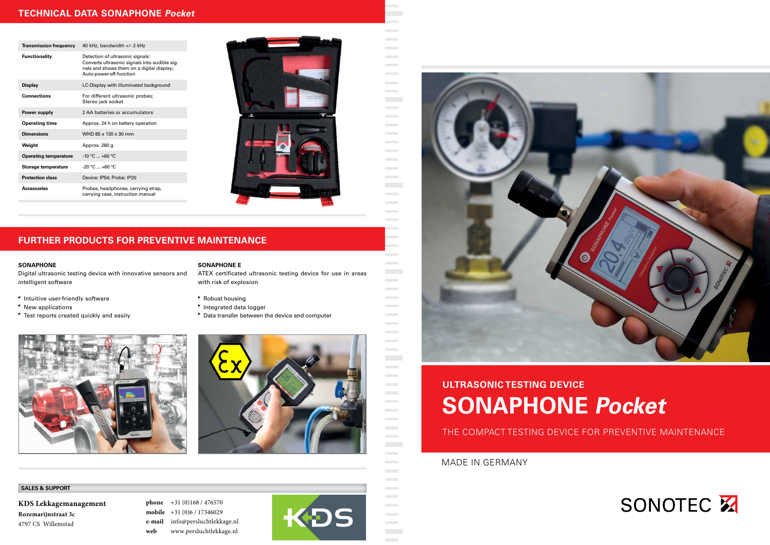## TECHNICAL DATA SONAPHONE *Pocket*

| | |
|---|---|
| **Transmission frequency** | 40 kHz, bandwidth +/- 2 kHz |
| **Functionality** | Detection of ultrasonic signals: Converts ultrasonic signals into audible signals and shows them on a digital display; Auto-power-off-function |
| **Display** | LC-Display with illuminated background |
| **Connections** | For different ultrasonic probes; Stereo jack socket |
| **Power supply** | 2 AA batteries or accumulators |
| **Operating time** | Approx. 24 h on battery operation |
| **Dimensions** | WHD 85 x 130 x 30 mm |
| **Weight** | Approx. 280 g |
| **Operating temperature** | -10 °C ... +60 °C |
| **Storage temperature** | -20 °C ... +60 °C |
| **Protection class** | Device: IP54; Probe: IP20 |
| **Accessories** | Probes, headphones, carrying strap, carrying case, instruction manual |

## FURTHER PRODUCTS FOR PREVENTIVE MAINTENANCE

### SONAPHONE

Digital ultrasonic testing device with innovative sensors and intelligent software

- Intuitive user-friendly software
- New applications
- Test reports created quickly and easily

### SONAPHONE E

ATEX certificated ultrasonic testing device for use in areas with risk of explosion

- Robust housing
- Integrated data logger
- Data transfer between the device and computer

### SALES & SUPPORT

**KDS Lekkagemanagement**
**Rozemarijnstraat 3c**
4797 CS Willemstad

**phone** +31 (0)168 / 476570
**mobile** +31 (0)6 / 17346029
**e-mail** info@persluchtlekkage.nl
**web** www.persluchtlekkage.nl

KDS

ULTRASONIC TESTING DEVICE

# SONAPHONE *Pocket*

THE COMPACT TESTING DEVICE FOR PREVENTIVE MAINTENANCE

MADE IN GERMANY

SONOTEC